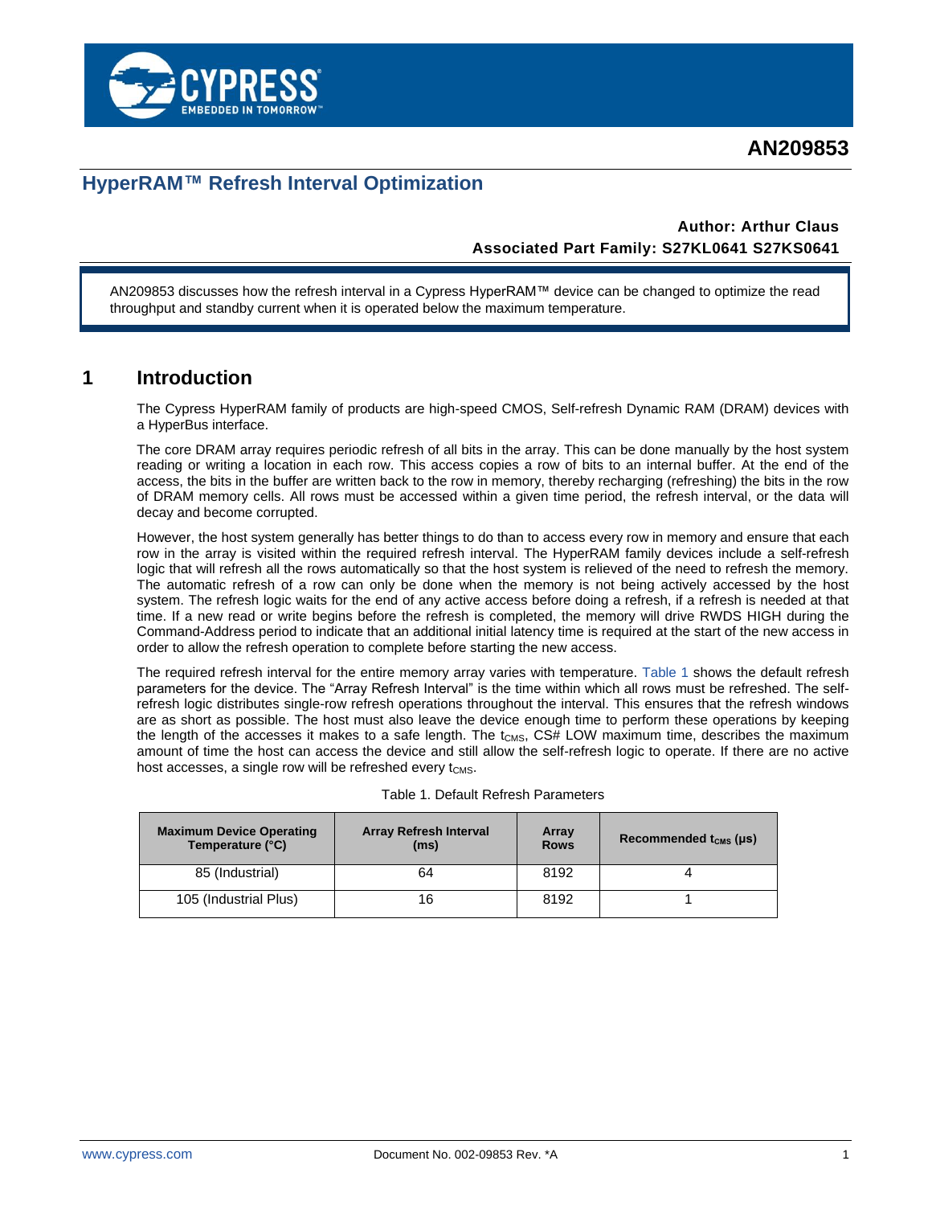# AN209853

## HyperRAM™ Refresh Interval Optimization

**Author: Arthur Claus**

**Associated Part Family: S27KL0641 S27KS0641**

AN209853 discusses how the refresh interval in a Cypress HyperRAM™ device can be changed to optimize the read throughput and standby current when it is operated below the maximum temperature.

## 1 Introduction

The Cypress HyperRAM family of products are high-speed CMOS, Self-refresh Dynamic RAM (DRAM) devices with a HyperBus interface.

The core DRAM array requires periodic refresh of all bits in the array. This can be done manually by the host system reading or writing a location in each row. This access copies a row of bits to an internal buffer. At the end of the access, the bits in the buffer are written back to the row in memory, thereby recharging (refreshing) the bits in the row of DRAM memory cells. All rows must be accessed within a given time period, the refresh interval, or the data will decay and become corrupted.

However, the host system generally has better things to do than to access every row in memory and ensure that each row in the array is visited within the required refresh interval. The HyperRAM family devices include a self-refresh logic that will refresh all the rows automatically so that the host system is relieved of the need to refresh the memory. The automatic refresh of a row can only be done when the memory is not being actively accessed by the host system. The refresh logic waits for the end of any active access before doing a refresh, if a refresh is needed at that time. If a new read or write begins before the refresh is completed, the memory will drive RWDS HIGH during the Command-Address period to indicate that an additional initial latency time is required at the start of the new access in order to allow the refresh operation to complete before starting the new access.

The required refresh interval for the entire memory array varies with temperature. Table 1 shows the default refresh parameters for the device. The "Array Refresh Interval" is the time within which all rows must be refreshed. The self-refresh logic distributes single-row refresh operations throughout the interval. This ensures that the refresh windows are as short as possible. The host must also leave the device enough time to perform these operations by keeping the length of the accesses it makes to a safe length. The $t_{CMS}$, CS# LOW maximum time, describes the maximum amount of time the host can access the device and still allow the self-refresh logic to operate. If there are no active host accesses, a single row will be refreshed every $t_{CMS}$.

Table 1. Default Refresh Parameters

| Maximum Device Operating Temperature (°C) | Array Refresh Interval (ms) | Array Rows | Recommended $t_{CMS}$ (µs) |
|---|---|---|---|
| 85 (Industrial) | 64 | 8192 | 4 |
| 105 (Industrial Plus) | 16 | 8192 | 1 |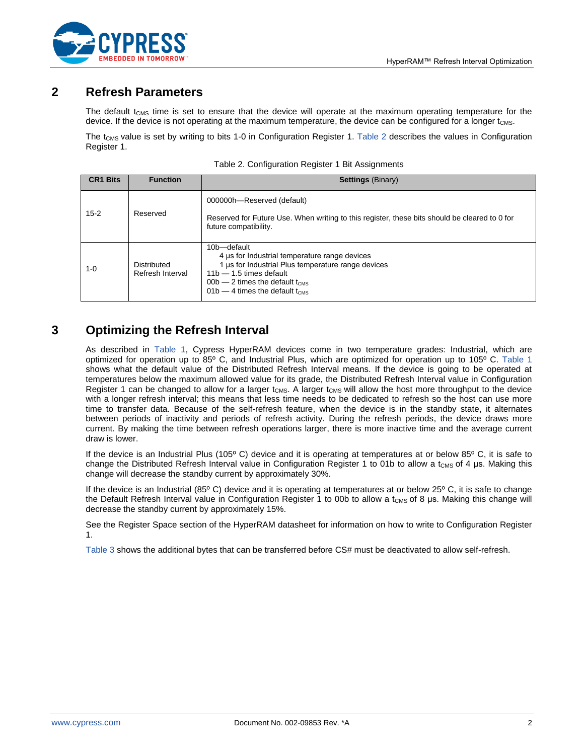## 2 Refresh Parameters

The default $t_{CMS}$ time is set to ensure that the device will operate at the maximum operating temperature for the device. If the device is not operating at the maximum temperature, the device can be configured for a longer $t_{CMS}$.

The $t_{CMS}$ value is set by writing to bits 1-0 in Configuration Register 1. Table 2 describes the values in Configuration Register 1.

Table 2. Configuration Register 1 Bit Assignments

| CR1 Bits | Function | Settings (Binary) |
|---|---|---|
| 15-2 | Reserved | 000000h—Reserved (default)<br><br>Reserved for Future Use. When writing to this register, these bits should be cleared to 0 for future compatibility. |
| 1-0 | Distributed Refresh Interval | 10b—default<br>4 µs for Industrial temperature range devices<br>1 µs for Industrial Plus temperature range devices<br>11b — 1.5 times default<br>00b — 2 times the default $t_{CMS}$<br>01b — 4 times the default $t_{CMS}$ |

## 3 Optimizing the Refresh Interval

As described in Table 1, Cypress HyperRAM devices come in two temperature grades: Industrial, which are optimized for operation up to 85º C, and Industrial Plus, which are optimized for operation up to 105º C. Table 1 shows what the default value of the Distributed Refresh Interval means. If the device is going to be operated at temperatures below the maximum allowed value for its grade, the Distributed Refresh Interval value in Configuration Register 1 can be changed to allow for a larger $t_{CMS}$. A larger $t_{CMS}$ will allow the host more throughput to the device with a longer refresh interval; this means that less time needs to be dedicated to refresh so the host can use more time to transfer data. Because of the self-refresh feature, when the device is in the standby state, it alternates between periods of inactivity and periods of refresh activity. During the refresh periods, the device draws more current. By making the time between refresh operations larger, there is more inactive time and the average current draw is lower.

If the device is an Industrial Plus (105º C) device and it is operating at temperatures at or below 85º C, it is safe to change the Distributed Refresh Interval value in Configuration Register 1 to 01b to allow a $t_{CMS}$ of 4 µs. Making this change will decrease the standby current by approximately 30%.

If the device is an Industrial (85º C) device and it is operating at temperatures at or below 25º C, it is safe to change the Default Refresh Interval value in Configuration Register 1 to 00b to allow a $t_{CMS}$ of 8 µs. Making this change will decrease the standby current by approximately 15%.

See the Register Space section of the HyperRAM datasheet for information on how to write to Configuration Register 1.

Table 3 shows the additional bytes that can be transferred before CS# must be deactivated to allow self-refresh.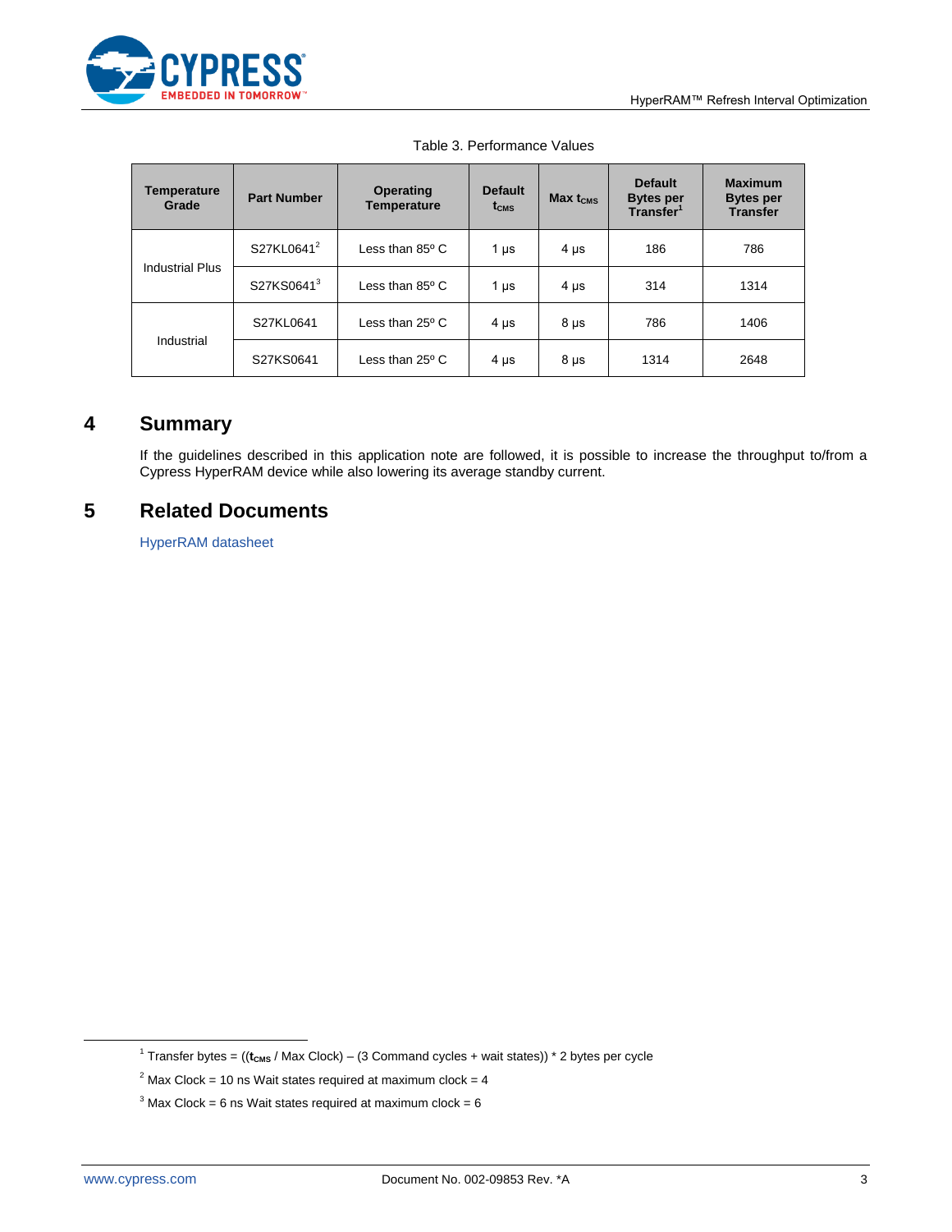Table 3. Performance Values

| Temperature Grade | Part Number | Operating Temperature | Default $t_{CMS}$ | Max $t_{CMS}$ | Default Bytes per Transfer[1] | Maximum Bytes per Transfer |
|---|---|---|---|---|---|---|
| Industrial Plus | S27KL0641[2] | Less than 85º C | 1 µs | 4 µs | 186 | 786 |
| | S27KS0641[3] | Less than 85º C | 1 µs | 4 µs | 314 | 1314 |
| Industrial | S27KL0641 | Less than 25º C | 4 µs | 8 µs | 786 | 1406 |
| | S27KS0641 | Less than 25º C | 4 µs | 8 µs | 1314 | 2648 |

# 4 Summary

If the guidelines described in this application note are followed, it is possible to increase the throughput to/from a Cypress HyperRAM device while also lowering its average standby current.

# 5 Related Documents

HyperRAM datasheet

---

[1] Transfer bytes = (($t_{CMS}$ / Max Clock) – (3 Command cycles + wait states)) * 2 bytes per cycle

[2] Max Clock = 10 ns Wait states required at maximum clock = 4

[3] Max Clock = 6 ns Wait states required at maximum clock = 6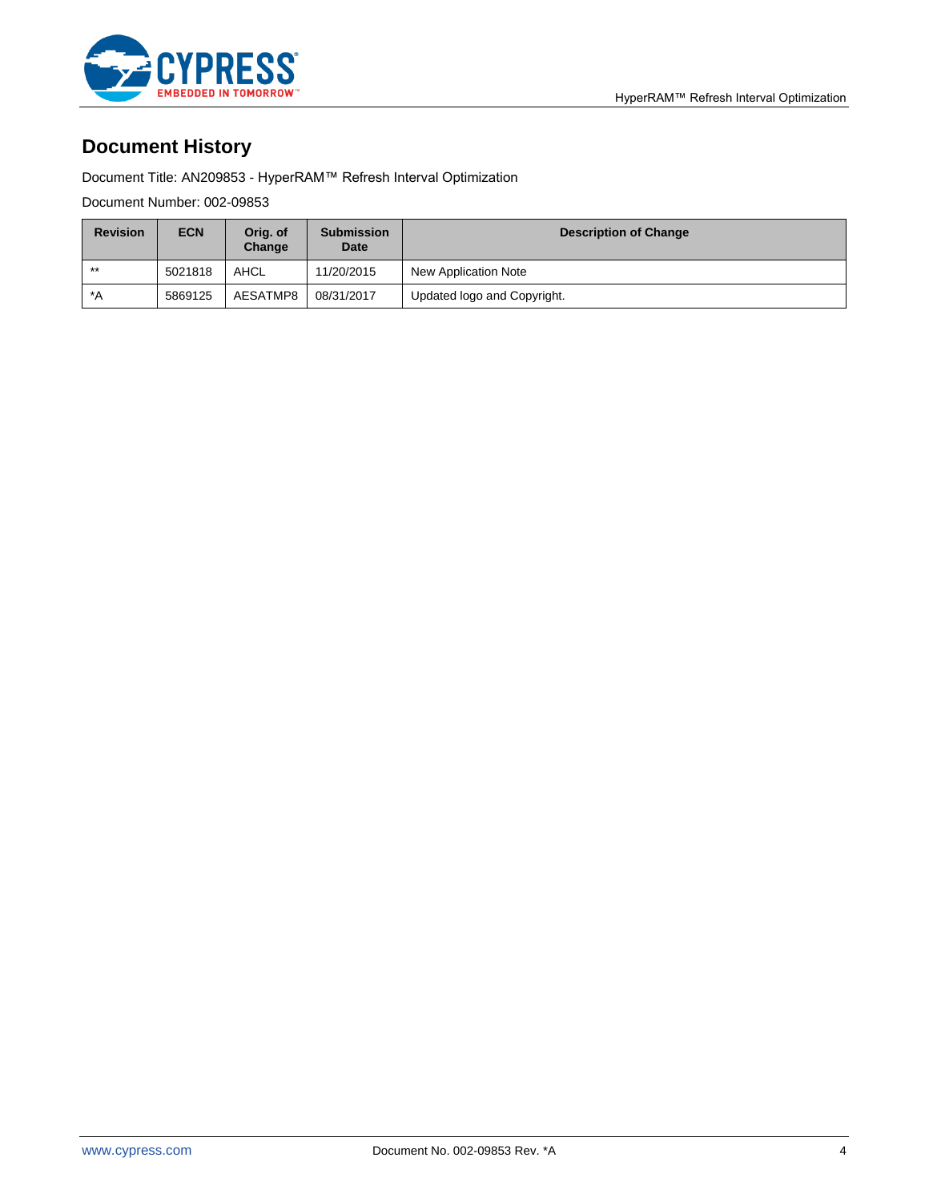# Document History

Document Title: AN209853 - HyperRAM™ Refresh Interval Optimization

Document Number: 002-09853

| Revision | ECN | Orig. of Change | Submission Date | Description of Change |
|---|---|---|---|---|
| ** | 5021818 | AHCL | 11/20/2015 | New Application Note |
| *A | 5869125 | AESATMP8 | 08/31/2017 | Updated logo and Copyright. |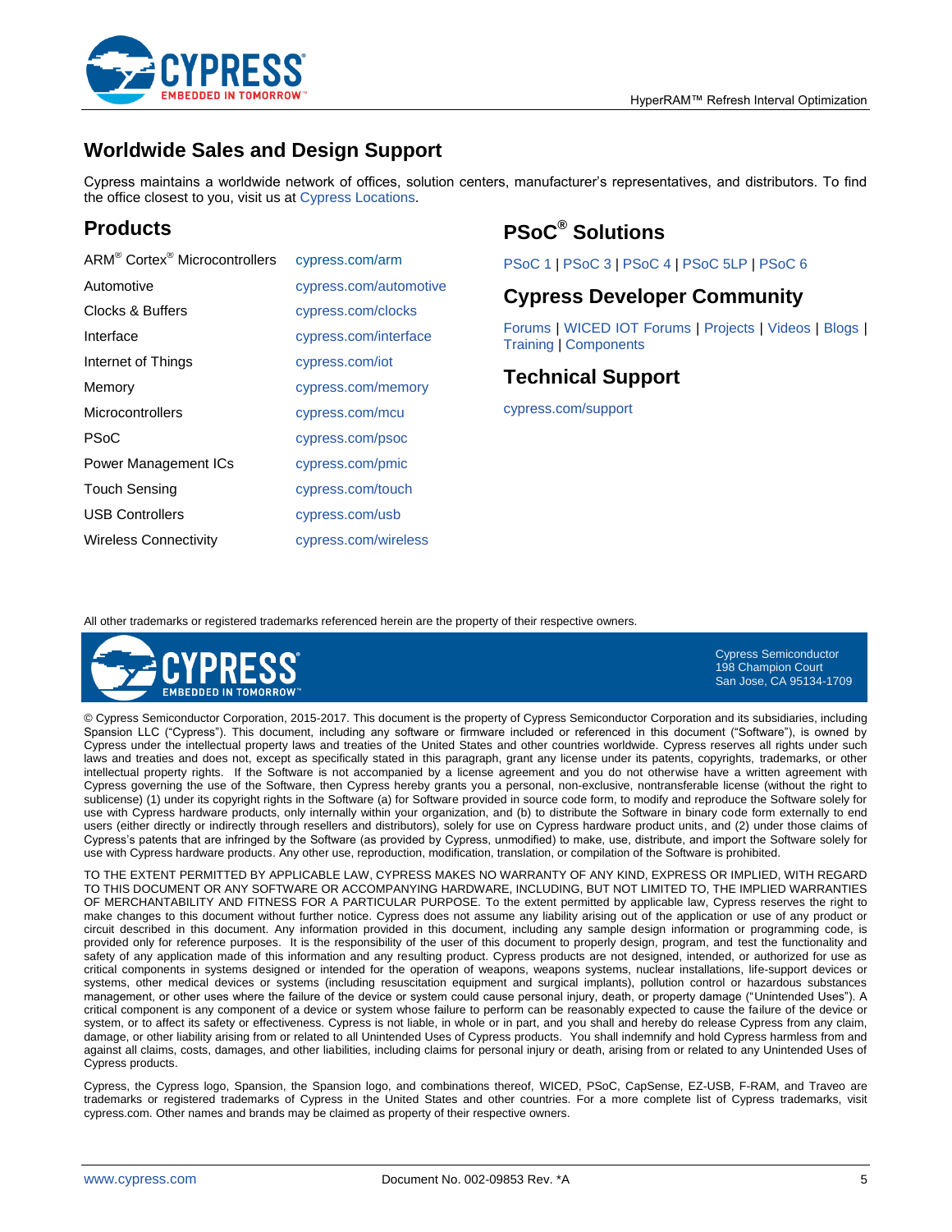## Worldwide Sales and Design Support

Cypress maintains a worldwide network of offices, solution centers, manufacturer's representatives, and distributors. To find the office closest to you, visit us at Cypress Locations.

### Products

| | |
|---|---|
| ARM® Cortex® Microcontrollers | cypress.com/arm |
| Automotive | cypress.com/automotive |
| Clocks & Buffers | cypress.com/clocks |
| Interface | cypress.com/interface |
| Internet of Things | cypress.com/iot |
| Memory | cypress.com/memory |
| Microcontrollers | cypress.com/mcu |
| PSoC | cypress.com/psoc |
| Power Management ICs | cypress.com/pmic |
| Touch Sensing | cypress.com/touch |
| USB Controllers | cypress.com/usb |
| Wireless Connectivity | cypress.com/wireless |

### PSoC® Solutions

PSoC 1 | PSoC 3 | PSoC 4 | PSoC 5LP | PSoC 6

### Cypress Developer Community

Forums | WICED IOT Forums | Projects | Videos | Blogs | Training | Components

### Technical Support

cypress.com/support

All other trademarks or registered trademarks referenced herein are the property of their respective owners.

Cypress Semiconductor
198 Champion Court
San Jose, CA 95134-1709

© Cypress Semiconductor Corporation, 2015-2017. This document is the property of Cypress Semiconductor Corporation and its subsidiaries, including Spansion LLC ("Cypress"). This document, including any software or firmware included or referenced in this document ("Software"), is owned by Cypress under the intellectual property laws and treaties of the United States and other countries worldwide. Cypress reserves all rights under such laws and treaties and does not, except as specifically stated in this paragraph, grant any license under its patents, copyrights, trademarks, or other intellectual property rights. If the Software is not accompanied by a license agreement and you do not otherwise have a written agreement with Cypress governing the use of the Software, then Cypress hereby grants you a personal, non-exclusive, nontransferable license (without the right to sublicense) (1) under its copyright rights in the Software (a) for Software provided in source code form, to modify and reproduce the Software solely for use with Cypress hardware products, only internally within your organization, and (b) to distribute the Software in binary code form externally to end users (either directly or indirectly through resellers and distributors), solely for use on Cypress hardware product units, and (2) under those claims of Cypress's patents that are infringed by the Software (as provided by Cypress, unmodified) to make, use, distribute, and import the Software solely for use with Cypress hardware products. Any other use, reproduction, modification, translation, or compilation of the Software is prohibited.

TO THE EXTENT PERMITTED BY APPLICABLE LAW, CYPRESS MAKES NO WARRANTY OF ANY KIND, EXPRESS OR IMPLIED, WITH REGARD TO THIS DOCUMENT OR ANY SOFTWARE OR ACCOMPANYING HARDWARE, INCLUDING, BUT NOT LIMITED TO, THE IMPLIED WARRANTIES OF MERCHANTABILITY AND FITNESS FOR A PARTICULAR PURPOSE. To the extent permitted by applicable law, Cypress reserves the right to make changes to this document without further notice. Cypress does not assume any liability arising out of the application or use of any product or circuit described in this document. Any information provided in this document, including any sample design information or programming code, is provided only for reference purposes. It is the responsibility of the user of this document to properly design, program, and test the functionality and safety of any application made of this information and any resulting product. Cypress products are not designed, intended, or authorized for use as critical components in systems designed or intended for the operation of weapons, weapons systems, nuclear installations, life-support devices or systems, other medical devices or systems (including resuscitation equipment and surgical implants), pollution control or hazardous substances management, or other uses where the failure of the device or system could cause personal injury, death, or property damage ("Unintended Uses"). A critical component is any component of a device or system whose failure to perform can be reasonably expected to cause the failure of the device or system, or to affect its safety or effectiveness. Cypress is not liable, in whole or in part, and you shall and hereby do release Cypress from any claim, damage, or other liability arising from or related to all Unintended Uses of Cypress products. You shall indemnify and hold Cypress harmless from and against all claims, costs, damages, and other liabilities, including claims for personal injury or death, arising from or related to any Unintended Uses of Cypress products.

Cypress, the Cypress logo, Spansion, the Spansion logo, and combinations thereof, WICED, PSoC, CapSense, EZ-USB, F-RAM, and Traveo are trademarks or registered trademarks of Cypress in the United States and other countries. For a more complete list of Cypress trademarks, visit cypress.com. Other names and brands may be claimed as property of their respective owners.